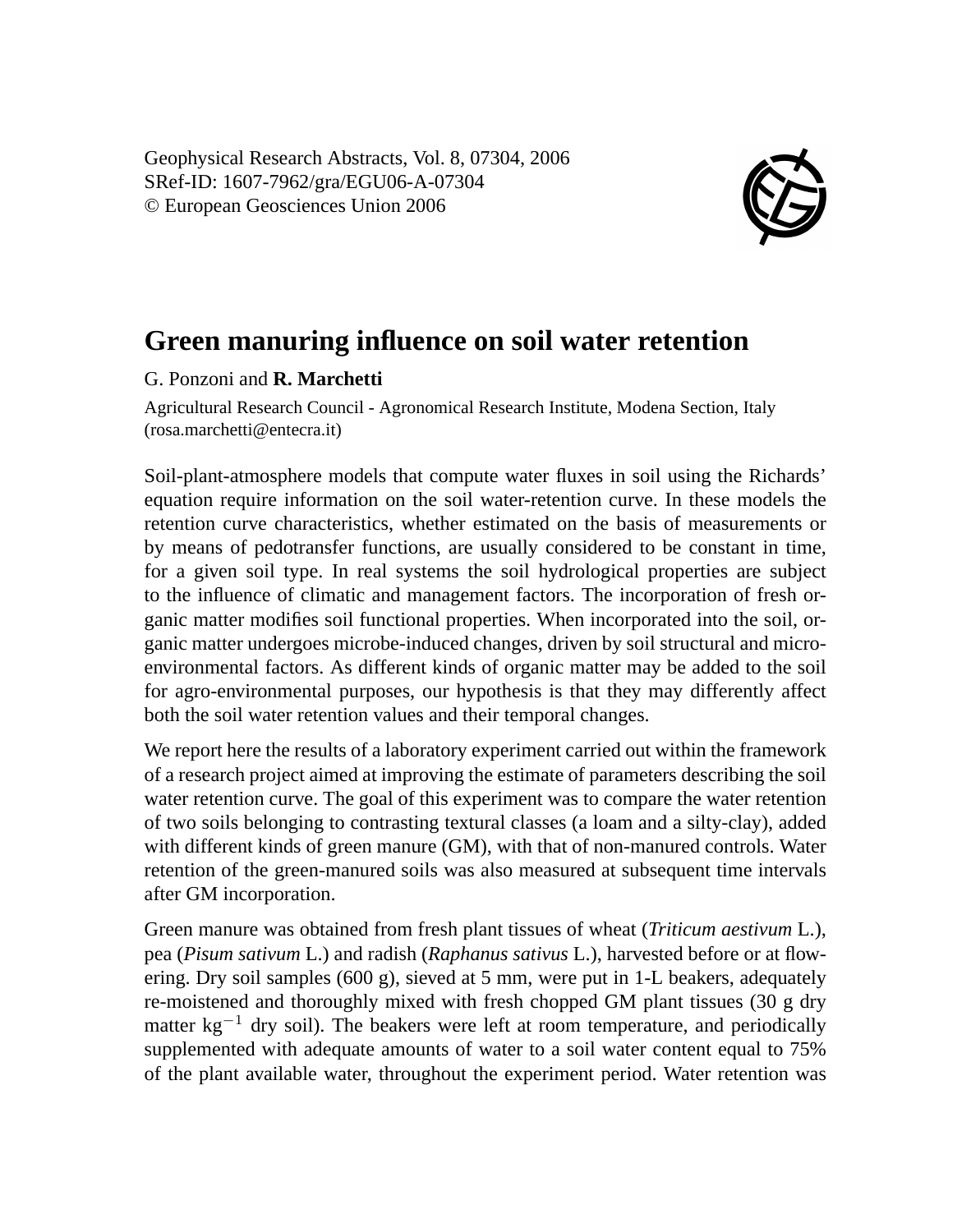Geophysical Research Abstracts, Vol. 8, 07304, 2006
SRef-ID: 1607-7962/gra/EGU06-A-07304
© European Geosciences Union 2006

# Green manuring influence on soil water retention

G. Ponzoni and **R. Marchetti**

Agricultural Research Council - Agronomical Research Institute, Modena Section, Italy (rosa.marchetti@entecra.it)

Soil-plant-atmosphere models that compute water fluxes in soil using the Richards' equation require information on the soil water-retention curve. In these models the retention curve characteristics, whether estimated on the basis of measurements or by means of pedotransfer functions, are usually considered to be constant in time, for a given soil type. In real systems the soil hydrological properties are subject to the influence of climatic and management factors. The incorporation of fresh organic matter modifies soil functional properties. When incorporated into the soil, organic matter undergoes microbe-induced changes, driven by soil structural and micro-environmental factors. As different kinds of organic matter may be added to the soil for agro-environmental purposes, our hypothesis is that they may differently affect both the soil water retention values and their temporal changes.

We report here the results of a laboratory experiment carried out within the framework of a research project aimed at improving the estimate of parameters describing the soil water retention curve. The goal of this experiment was to compare the water retention of two soils belonging to contrasting textural classes (a loam and a silty-clay), added with different kinds of green manure (GM), with that of non-manured controls. Water retention of the green-manured soils was also measured at subsequent time intervals after GM incorporation.

Green manure was obtained from fresh plant tissues of wheat (*Triticum aestivum* L.), pea (*Pisum sativum* L.) and radish (*Raphanus sativus* L.), harvested before or at flowering. Dry soil samples (600 g), sieved at 5 mm, were put in 1-L beakers, adequately re-moistened and thoroughly mixed with fresh chopped GM plant tissues (30 g dry matter $kg^{-1}$ dry soil). The beakers were left at room temperature, and periodically supplemented with adequate amounts of water to a soil water content equal to 75% of the plant available water, throughout the experiment period. Water retention was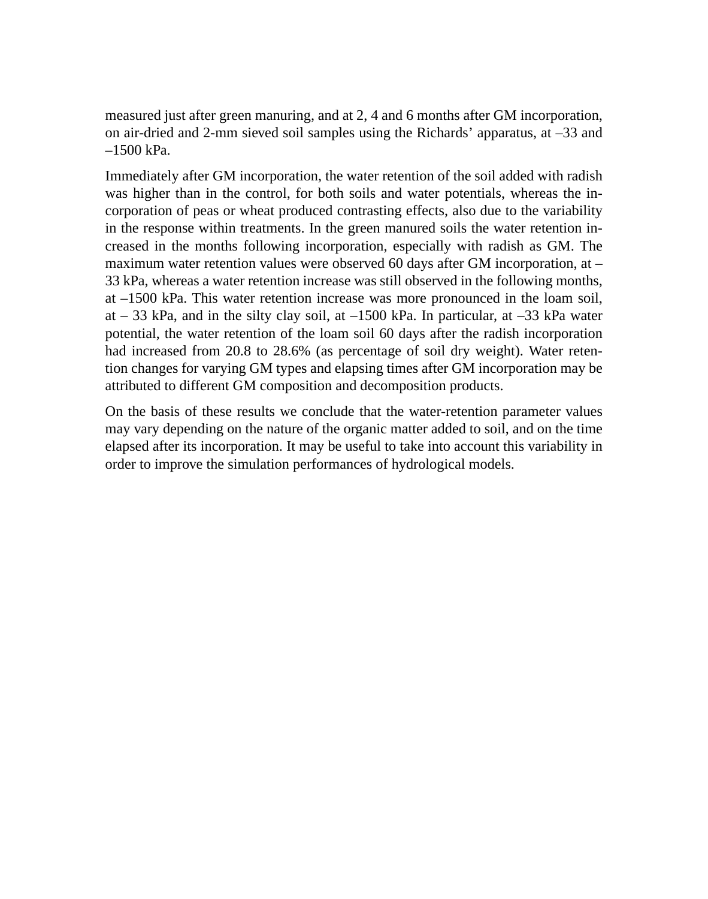measured just after green manuring, and at 2, 4 and 6 months after GM incorporation, on air-dried and 2-mm sieved soil samples using the Richards' apparatus, at –33 and –1500 kPa.

Immediately after GM incorporation, the water retention of the soil added with radish was higher than in the control, for both soils and water potentials, whereas the incorporation of peas or wheat produced contrasting effects, also due to the variability in the response within treatments. In the green manured soils the water retention increased in the months following incorporation, especially with radish as GM. The maximum water retention values were observed 60 days after GM incorporation, at –33 kPa, whereas a water retention increase was still observed in the following months, at –1500 kPa. This water retention increase was more pronounced in the loam soil, at – 33 kPa, and in the silty clay soil, at –1500 kPa. In particular, at –33 kPa water potential, the water retention of the loam soil 60 days after the radish incorporation had increased from 20.8 to 28.6% (as percentage of soil dry weight). Water retention changes for varying GM types and elapsing times after GM incorporation may be attributed to different GM composition and decomposition products.

On the basis of these results we conclude that the water-retention parameter values may vary depending on the nature of the organic matter added to soil, and on the time elapsed after its incorporation. It may be useful to take into account this variability in order to improve the simulation performances of hydrological models.